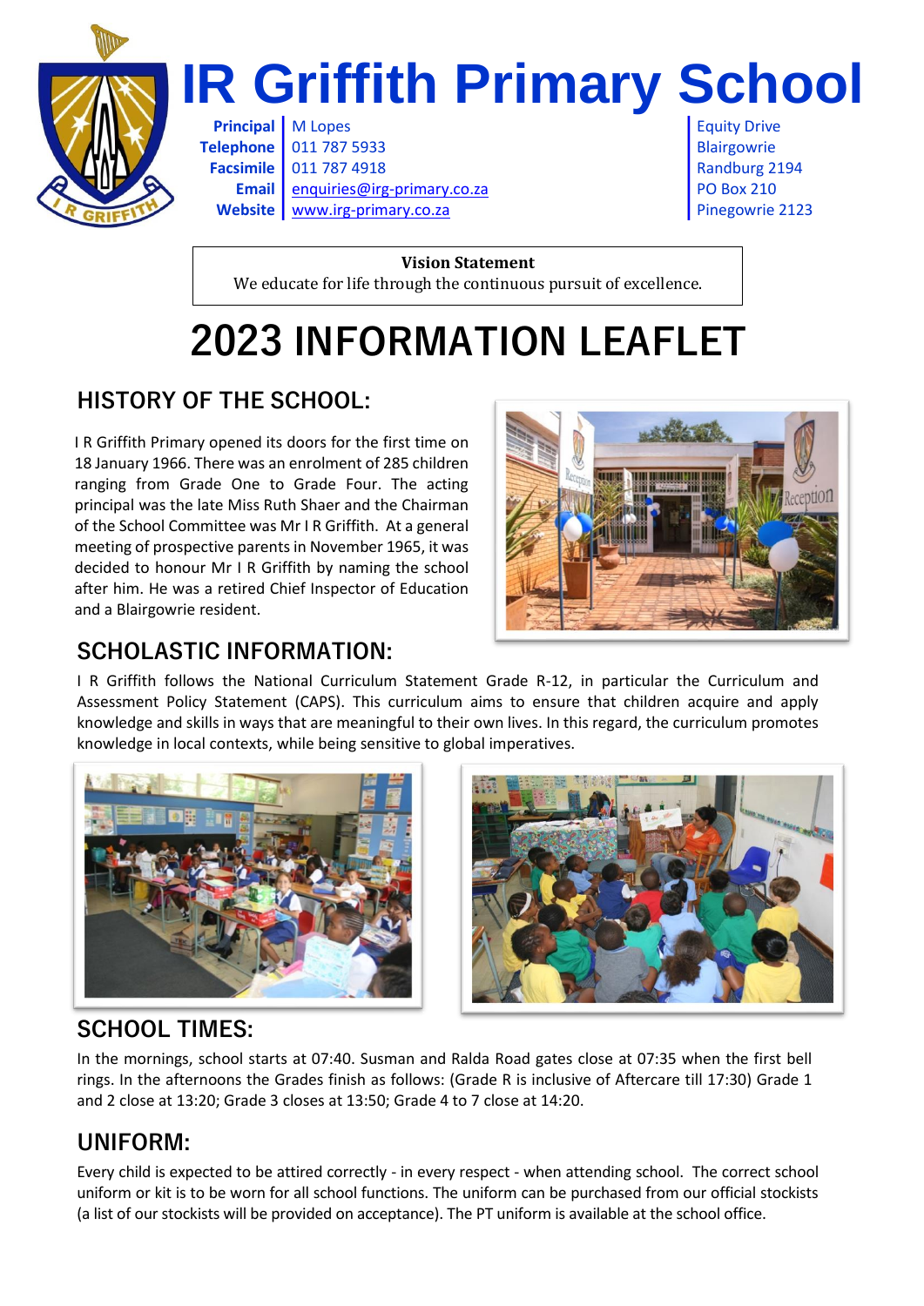# IR Griffith Primary School

| | | |
|---|---|---|
| **Principal** | M Lopes | Equity Drive |
| **Telephone** | 011 787 5933 | Blairgowrie |
| **Facsimile** | 011 787 4918 | Randburg 2194 |
| **Email** | enquiries@irg-primary.co.za | PO Box 210 |
| **Website** | www.irg-primary.co.za | Pinegowrie 2123 |

**Vision Statement**

We educate for life through the continuous pursuit of excellence.

# 2023 INFORMATION LEAFLET

## HISTORY OF THE SCHOOL:

I R Griffith Primary opened its doors for the first time on 18 January 1966. There was an enrolment of 285 children ranging from Grade One to Grade Four. The acting principal was the late Miss Ruth Shaer and the Chairman of the School Committee was Mr I R Griffith. At a general meeting of prospective parents in November 1965, it was decided to honour Mr I R Griffith by naming the school after him. He was a retired Chief Inspector of Education and a Blairgowrie resident.

## SCHOLASTIC INFORMATION:

I R Griffith follows the National Curriculum Statement Grade R-12, in particular the Curriculum and Assessment Policy Statement (CAPS). This curriculum aims to ensure that children acquire and apply knowledge and skills in ways that are meaningful to their own lives. In this regard, the curriculum promotes knowledge in local contexts, while being sensitive to global imperatives.

## SCHOOL TIMES:

In the mornings, school starts at 07:40. Susman and Ralda Road gates close at 07:35 when the first bell rings. In the afternoons the Grades finish as follows: (Grade R is inclusive of Aftercare till 17:30) Grade 1 and 2 close at 13:20; Grade 3 closes at 13:50; Grade 4 to 7 close at 14:20.

## UNIFORM:

Every child is expected to be attired correctly - in every respect - when attending school. The correct school uniform or kit is to be worn for all school functions. The uniform can be purchased from our official stockists (a list of our stockists will be provided on acceptance). The PT uniform is available at the school office.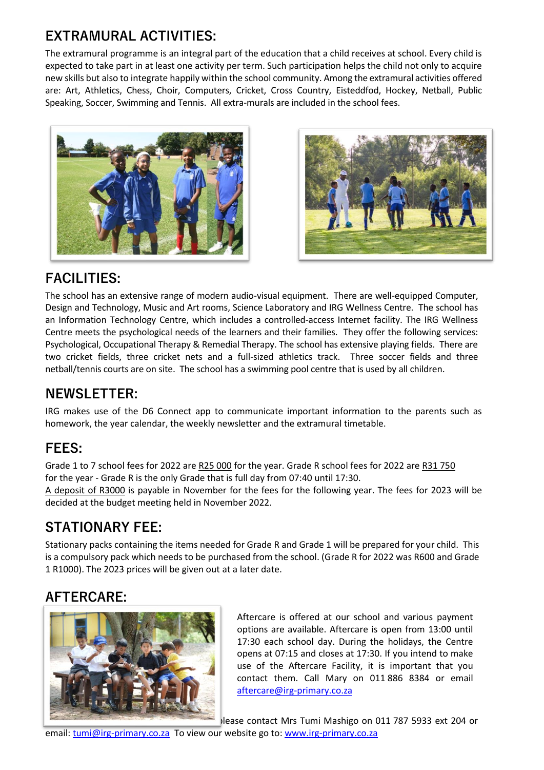## EXTRAMURAL ACTIVITIES:

The extramural programme is an integral part of the education that a child receives at school. Every child is expected to take part in at least one activity per term. Such participation helps the child not only to acquire new skills but also to integrate happily within the school community. Among the extramural activities offered are: Art, Athletics, Chess, Choir, Computers, Cricket, Cross Country, Eisteddfod, Hockey, Netball, Public Speaking, Soccer, Swimming and Tennis. All extra-murals are included in the school fees.

## FACILITIES:

The school has an extensive range of modern audio-visual equipment. There are well-equipped Computer, Design and Technology, Music and Art rooms, Science Laboratory and IRG Wellness Centre. The school has an Information Technology Centre, which includes a controlled-access Internet facility. The IRG Wellness Centre meets the psychological needs of the learners and their families. They offer the following services: Psychological, Occupational Therapy & Remedial Therapy. The school has extensive playing fields. There are two cricket fields, three cricket nets and a full-sized athletics track. Three soccer fields and three netball/tennis courts are on site. The school has a swimming pool centre that is used by all children.

## NEWSLETTER:

IRG makes use of the D6 Connect app to communicate important information to the parents such as homework, the year calendar, the weekly newsletter and the extramural timetable.

## FEES:

Grade 1 to 7 school fees for 2022 are R25 000 for the year. Grade R school fees for 2022 are R31 750 for the year - Grade R is the only Grade that is full day from 07:40 until 17:30.
A deposit of R3000 is payable in November for the fees for the following year. The fees for 2023 will be decided at the budget meeting held in November 2022.

## STATIONARY FEE:

Stationary packs containing the items needed for Grade R and Grade 1 will be prepared for your child. This is a compulsory pack which needs to be purchased from the school. (Grade R for 2022 was R600 and Grade 1 R1000). The 2023 prices will be given out at a later date.

## AFTERCARE:

Aftercare is offered at our school and various payment options are available. Aftercare is open from 13:00 until 17:30 each school day. During the holidays, the Centre opens at 07:15 and closes at 17:30. If you intend to make use of the Aftercare Facility, it is important that you contact them. Call Mary on 011 886 8384 or email aftercare@irg-primary.co.za

Please contact Mrs Tumi Mashigo on 011 787 5933 ext 204 or email: tumi@irg-primary.co.za To view our website go to: www.irg-primary.co.za